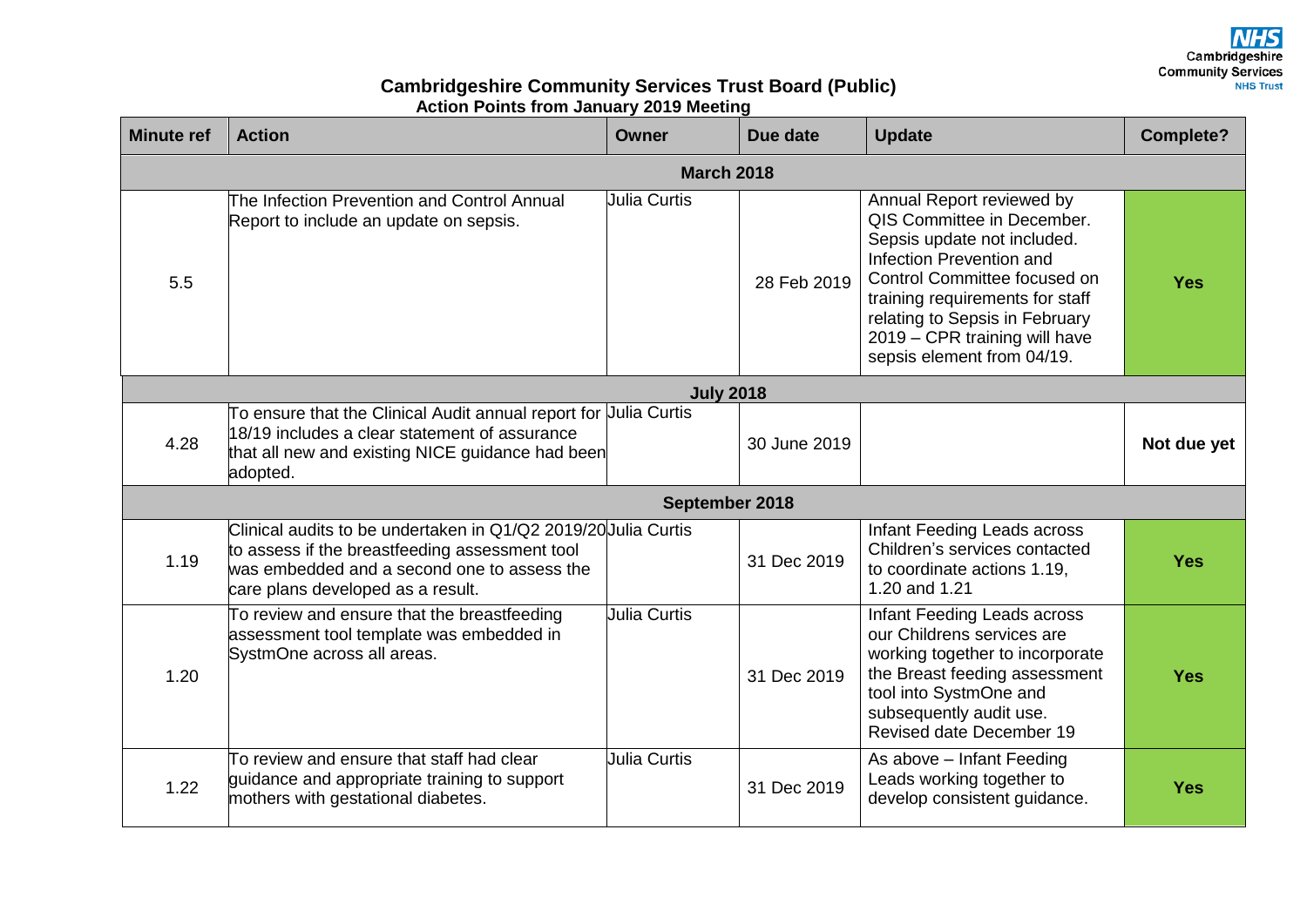# Cambridgeshire Community Services Trust Board (Public)

## Action Points from January 2019 Meeting

| Minute ref | Action | Owner | Due date | Update | Complete? |
|---|---|---|---|---|---|
| **March 2018** | | | | | |
| 5.5 | The Infection Prevention and Control Annual Report to include an update on sepsis. | Julia Curtis | 28 Feb 2019 | Annual Report reviewed by QIS Committee in December. Sepsis update not included. Infection Prevention and Control Committee focused on training requirements for staff relating to Sepsis in February 2019 – CPR training will have sepsis element from 04/19. | **Yes** |
| **July 2018** | | | | | |
| 4.28 | To ensure that the Clinical Audit annual report for 18/19 includes a clear statement of assurance that all new and existing NICE guidance had been adopted. | Julia Curtis | 30 June 2019 | | **Not due yet** |
| **September 2018** | | | | | |
| 1.19 | Clinical audits to be undertaken in Q1/Q2 2019/20 to assess if the breastfeeding assessment tool was embedded and a second one to assess the care plans developed as a result. | Julia Curtis | 31 Dec 2019 | Infant Feeding Leads across Children's services contacted to coordinate actions 1.19, 1.20 and 1.21 | **Yes** |
| 1.20 | To review and ensure that the breastfeeding assessment tool template was embedded in SystmOne across all areas. | Julia Curtis | 31 Dec 2019 | Infant Feeding Leads across our Childrens services are working together to incorporate the Breast feeding assessment tool into SystmOne and subsequently audit use. Revised date December 19 | **Yes** |
| 1.22 | To review and ensure that staff had clear guidance and appropriate training to support mothers with gestational diabetes. | Julia Curtis | 31 Dec 2019 | As above – Infant Feeding Leads working together to develop consistent guidance. | **Yes** |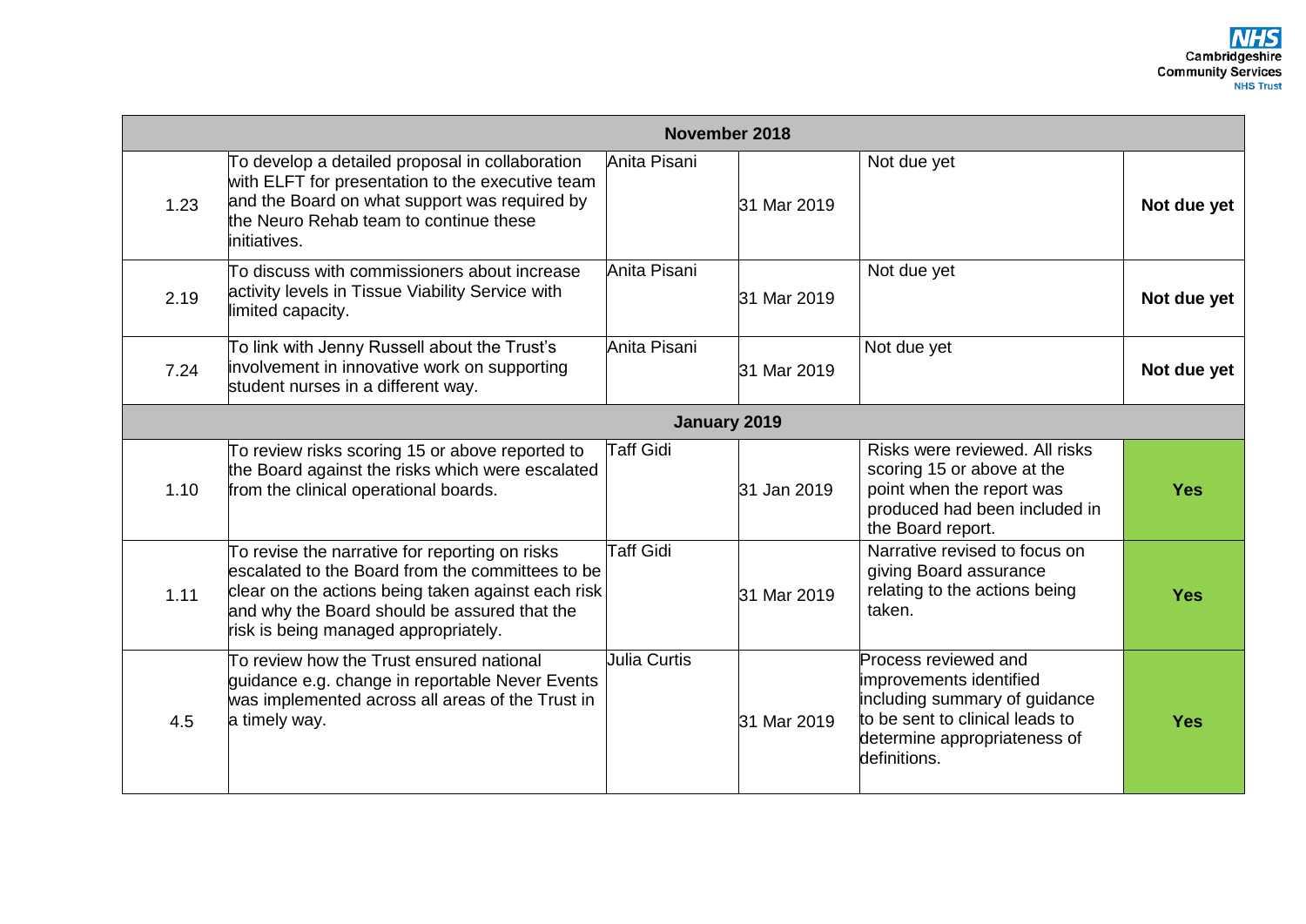| | | | | | |
|---|---|---|---|---|---|
| **November 2018** | | | | | |
| 1.23 | To develop a detailed proposal in collaboration with ELFT for presentation to the executive team and the Board on what support was required by the Neuro Rehab team to continue these initiatives. | Anita Pisani | 31 Mar 2019 | Not due yet | **Not due yet** |
| 2.19 | To discuss with commissioners about increase activity levels in Tissue Viability Service with limited capacity. | Anita Pisani | 31 Mar 2019 | Not due yet | **Not due yet** |
| 7.24 | To link with Jenny Russell about the Trust's involvement in innovative work on supporting student nurses in a different way. | Anita Pisani | 31 Mar 2019 | Not due yet | **Not due yet** |
| **January 2019** | | | | | |
| 1.10 | To review risks scoring 15 or above reported to the Board against the risks which were escalated from the clinical operational boards. | Taff Gidi | 31 Jan 2019 | Risks were reviewed. All risks scoring 15 or above at the point when the report was produced had been included in the Board report. | **Yes** |
| 1.11 | To revise the narrative for reporting on risks escalated to the Board from the committees to be clear on the actions being taken against each risk and why the Board should be assured that the risk is being managed appropriately. | Taff Gidi | 31 Mar 2019 | Narrative revised to focus on giving Board assurance relating to the actions being taken. | **Yes** |
| 4.5 | To review how the Trust ensured national guidance e.g. change in reportable Never Events was implemented across all areas of the Trust in a timely way. | Julia Curtis | 31 Mar 2019 | Process reviewed and improvements identified including summary of guidance to be sent to clinical leads to determine appropriateness of definitions. | **Yes** |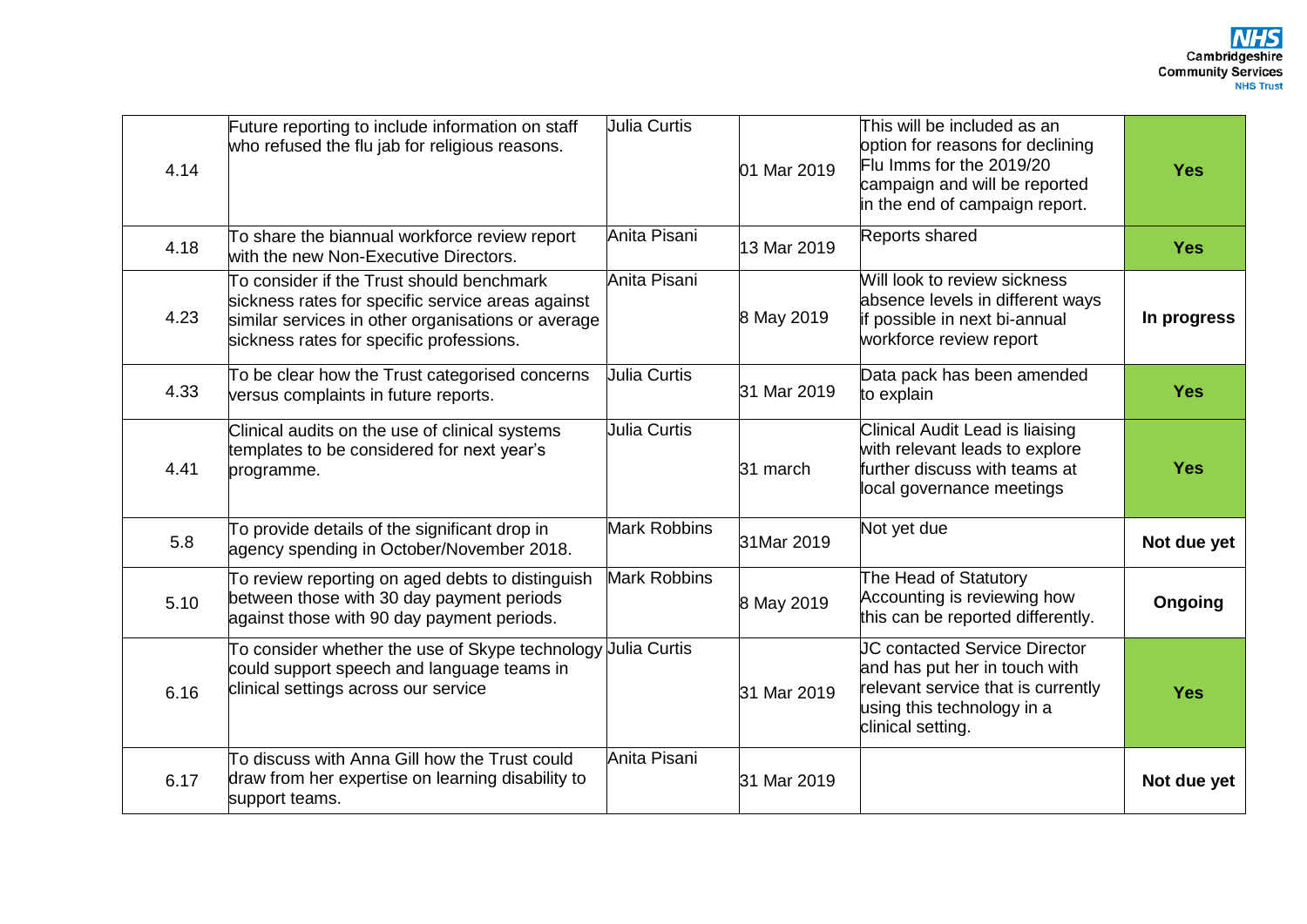| | | | | | |
|---|---|---|---|---|---|
| 4.14 | Future reporting to include information on staff who refused the flu jab for religious reasons. | Julia Curtis | 01 Mar 2019 | This will be included as an option for reasons for declining Flu Imms for the 2019/20 campaign and will be reported in the end of campaign report. | **Yes** |
| 4.18 | To share the biannual workforce review report with the new Non-Executive Directors. | Anita Pisani | 13 Mar 2019 | Reports shared | **Yes** |
| 4.23 | To consider if the Trust should benchmark sickness rates for specific service areas against similar services in other organisations or average sickness rates for specific professions. | Anita Pisani | 8 May 2019 | Will look to review sickness absence levels in different ways if possible in next bi-annual workforce review report | **In progress** |
| 4.33 | To be clear how the Trust categorised concerns versus complaints in future reports. | Julia Curtis | 31 Mar 2019 | Data pack has been amended to explain | **Yes** |
| 4.41 | Clinical audits on the use of clinical systems templates to be considered for next year's programme. | Julia Curtis | 31 march | Clinical Audit Lead is liaising with relevant leads to explore further discuss with teams at local governance meetings | **Yes** |
| 5.8 | To provide details of the significant drop in agency spending in October/November 2018. | Mark Robbins | 31Mar 2019 | Not yet due | **Not due yet** |
| 5.10 | To review reporting on aged debts to distinguish between those with 30 day payment periods against those with 90 day payment periods. | Mark Robbins | 8 May 2019 | The Head of Statutory Accounting is reviewing how this can be reported differently. | **Ongoing** |
| 6.16 | To consider whether the use of Skype technology could support speech and language teams in clinical settings across our service | Julia Curtis | 31 Mar 2019 | JC contacted Service Director and has put her in touch with relevant service that is currently using this technology in a clinical setting. | **Yes** |
| 6.17 | To discuss with Anna Gill how the Trust could draw from her expertise on learning disability to support teams. | Anita Pisani | 31 Mar 2019 | | **Not due yet** |